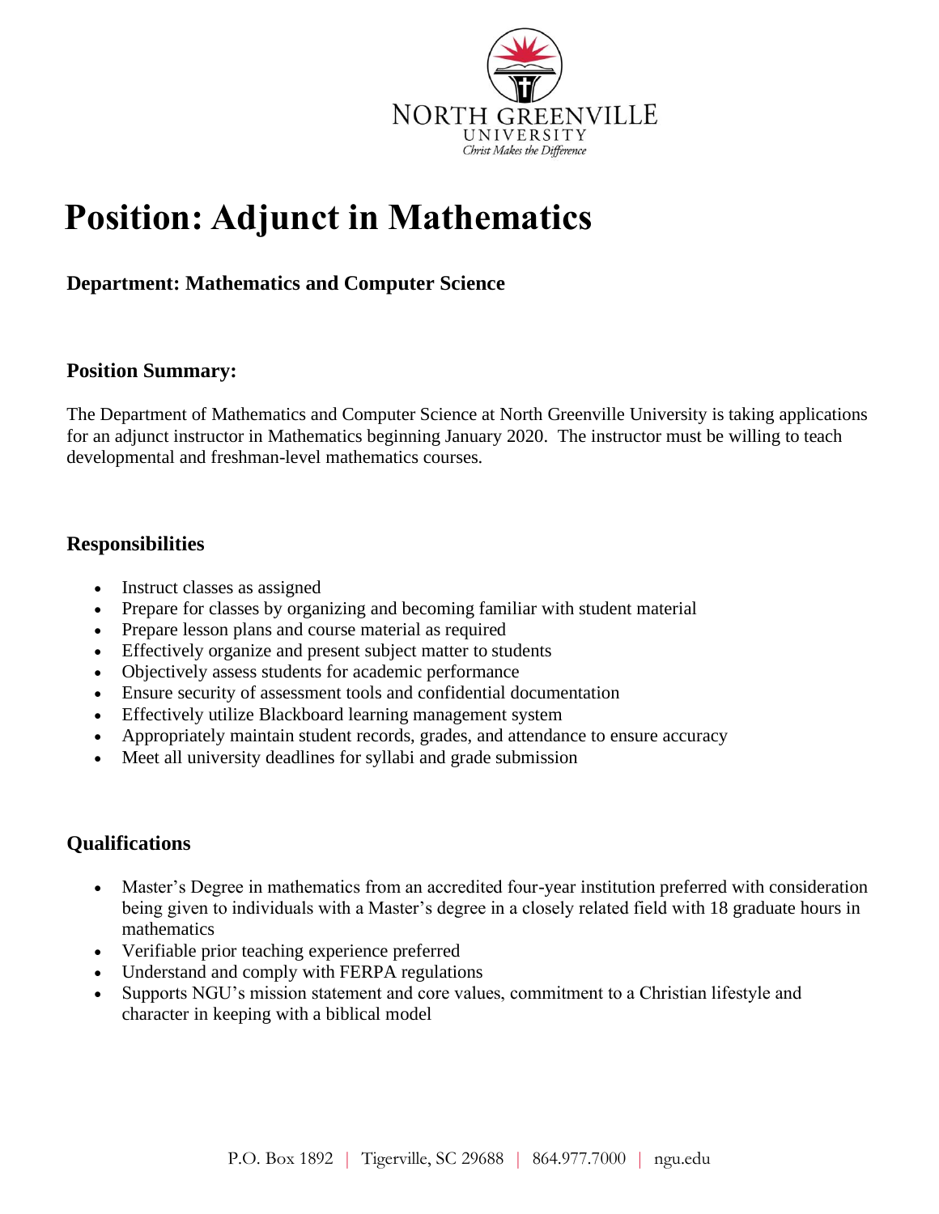NORTH GREENVILLE UNIVERSITY

*Christ Makes the Difference*

# Position: Adjunct in Mathematics

### Department: Mathematics and Computer Science

### Position Summary:

The Department of Mathematics and Computer Science at North Greenville University is taking applications for an adjunct instructor in Mathematics beginning January 2020. The instructor must be willing to teach developmental and freshman-level mathematics courses.

### Responsibilities

- Instruct classes as assigned
- Prepare for classes by organizing and becoming familiar with student material
- Prepare lesson plans and course material as required
- Effectively organize and present subject matter to students
- Objectively assess students for academic performance
- Ensure security of assessment tools and confidential documentation
- Effectively utilize Blackboard learning management system
- Appropriately maintain student records, grades, and attendance to ensure accuracy
- Meet all university deadlines for syllabi and grade submission

### Qualifications

- Master's Degree in mathematics from an accredited four-year institution preferred with consideration being given to individuals with a Master's degree in a closely related field with 18 graduate hours in mathematics
- Verifiable prior teaching experience preferred
- Understand and comply with FERPA regulations
- Supports NGU's mission statement and core values, commitment to a Christian lifestyle and character in keeping with a biblical model

P.O. Box 1892 | Tigerville, SC 29688 | 864.977.7000 | ngu.edu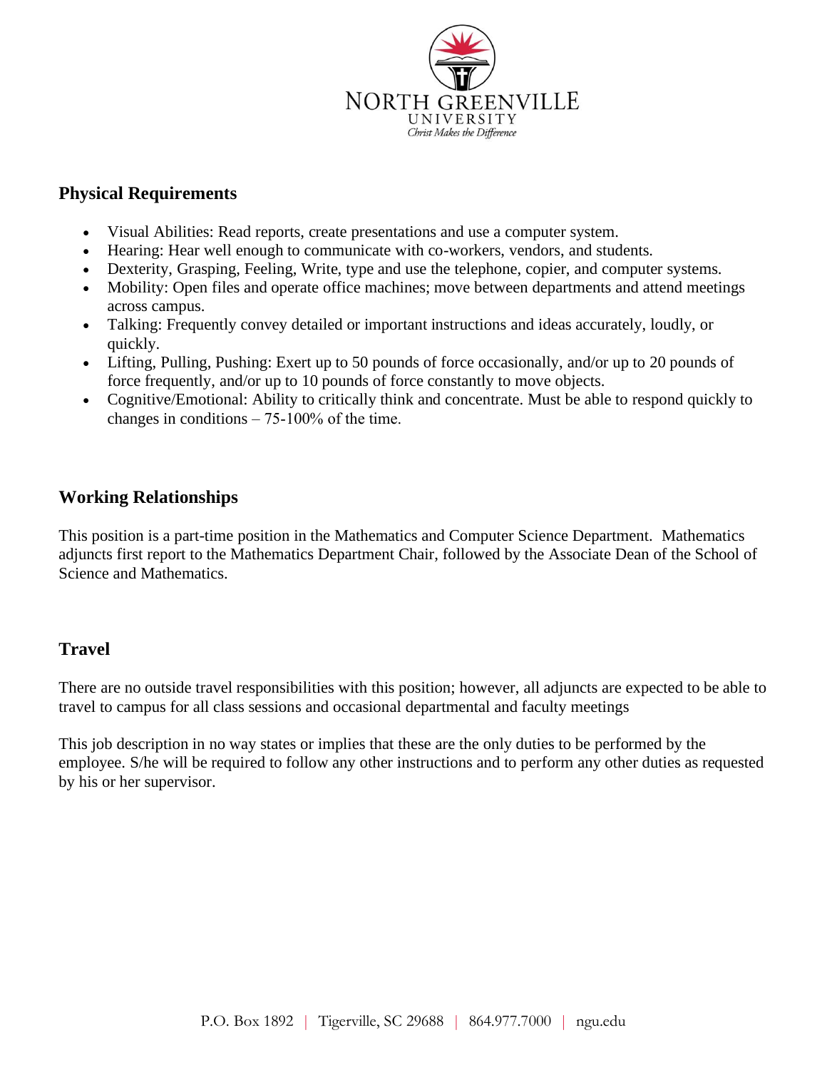## Physical Requirements

- Visual Abilities: Read reports, create presentations and use a computer system.
- Hearing: Hear well enough to communicate with co-workers, vendors, and students.
- Dexterity, Grasping, Feeling, Write, type and use the telephone, copier, and computer systems.
- Mobility: Open files and operate office machines; move between departments and attend meetings across campus.
- Talking: Frequently convey detailed or important instructions and ideas accurately, loudly, or quickly.
- Lifting, Pulling, Pushing: Exert up to 50 pounds of force occasionally, and/or up to 20 pounds of force frequently, and/or up to 10 pounds of force constantly to move objects.
- Cognitive/Emotional: Ability to critically think and concentrate. Must be able to respond quickly to changes in conditions – 75-100% of the time.

## Working Relationships

This position is a part-time position in the Mathematics and Computer Science Department. Mathematics adjuncts first report to the Mathematics Department Chair, followed by the Associate Dean of the School of Science and Mathematics.

## Travel

There are no outside travel responsibilities with this position; however, all adjuncts are expected to be able to travel to campus for all class sessions and occasional departmental and faculty meetings

This job description in no way states or implies that these are the only duties to be performed by the employee. S/he will be required to follow any other instructions and to perform any other duties as requested by his or her supervisor.